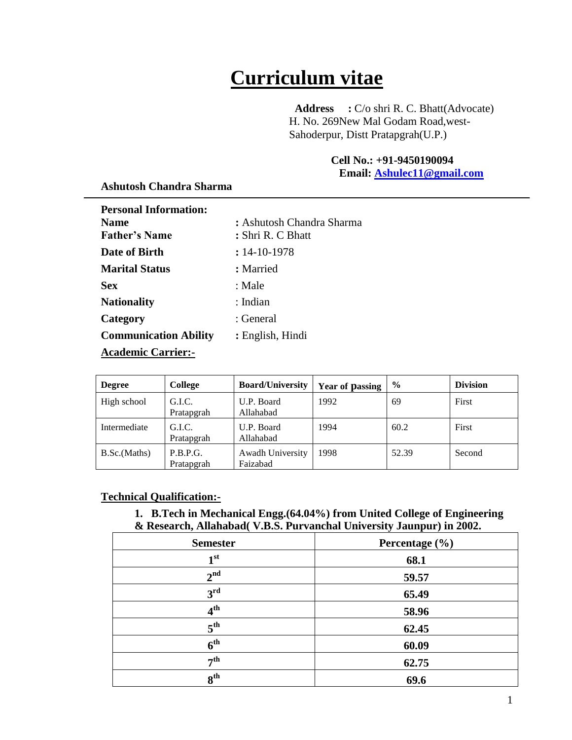# Curriculum vitae

**Address** **:** C/o shri R. C. Bhatt(Advocate)
H. No. 269New Mal Godam Road,west-Sahoderpur, Distt Pratapgrah(U.P.)

**Cell No.: +91-9450190094**
**Email: Ashulec11@gmail.com**

**Ashutosh Chandra Sharma**

---

**Personal Information:**

| | |
|---|---|
| **Name** | **:** Ashutosh Chandra Sharma |
| **Father's Name** | **:** Shri R. C Bhatt |
| **Date of Birth** | **:** 14-10-1978 |
| **Marital Status** | **:** Married |
| **Sex** | : Male |
| **Nationality** | : Indian |
| **Category** | : General |
| **Communication Ability** | **:** English, Hindi |

**Academic Carrier:-**

| Degree | College | Board/University | Year of passing | % | Division |
|---|---|---|---|---|---|
| High school | G.I.C. Pratapgrah | U.P. Board Allahabad | 1992 | 69 | First |
| Intermediate | G.I.C. Pratapgrah | U.P. Board Allahabad | 1994 | 60.2 | First |
| B.Sc.(Maths) | P.B.P.G. Pratapgrah | Awadh University Faizabad | 1998 | 52.39 | Second |

**Technical Qualification:-**

1. **B.Tech in Mechanical Engg.(64.04%) from United College of Engineering & Research, Allahabad( V.B.S. Purvanchal University Jaunpur) in 2002.**

| Semester | Percentage (%) |
|---|---|
| 1st | 68.1 |
| 2nd | 59.57 |
| 3rd | 65.49 |
| 4th | 58.96 |
| 5th | 62.45 |
| 6th | 60.09 |
| 7th | 62.75 |
| 8th | 69.6 |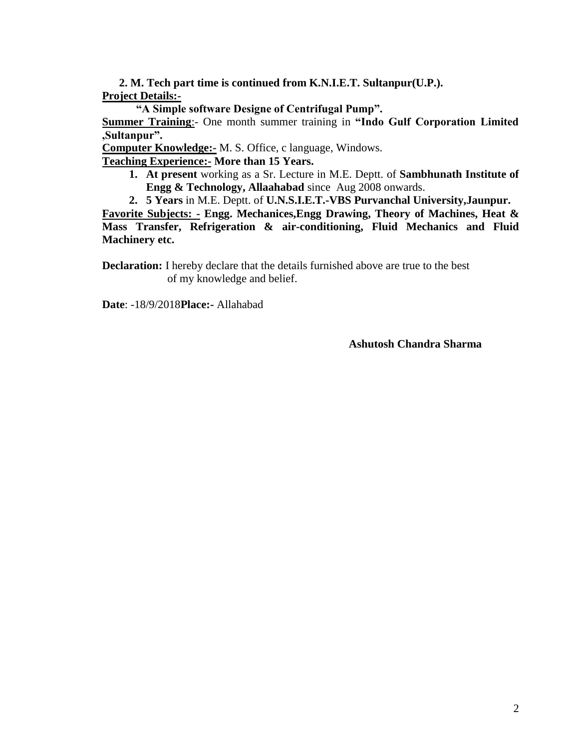**2. M. Tech part time is continued from K.N.I.E.T. Sultanpur(U.P.).**

**Project Details:-**

**"A Simple software Designe of Centrifugal Pump".**

**Summer Training**:- One month summer training in **"Indo Gulf Corporation Limited ,Sultanpur".**

**Computer Knowledge:-** M. S. Office, c language, Windows.

**Teaching Experience:- More than 15 Years.**

1. **At present** working as a Sr. Lecture in M.E. Deptt. of **Sambhunath Institute of Engg & Technology, Allaahabad** since Aug 2008 onwards.
2. **5 Years** in M.E. Deptt. of **U.N.S.I.E.T.-VBS Purvanchal University,Jaunpur.**

**Favorite Subjects: - Engg. Mechanices,Engg Drawing, Theory of Machines, Heat & Mass Transfer, Refrigeration & air-conditioning, Fluid Mechanics and Fluid Machinery etc.**

**Declaration:** I hereby declare that the details furnished above are true to the best of my knowledge and belief.

**Date**: -18/9/2018**Place:-** Allahabad

**Ashutosh Chandra Sharma**